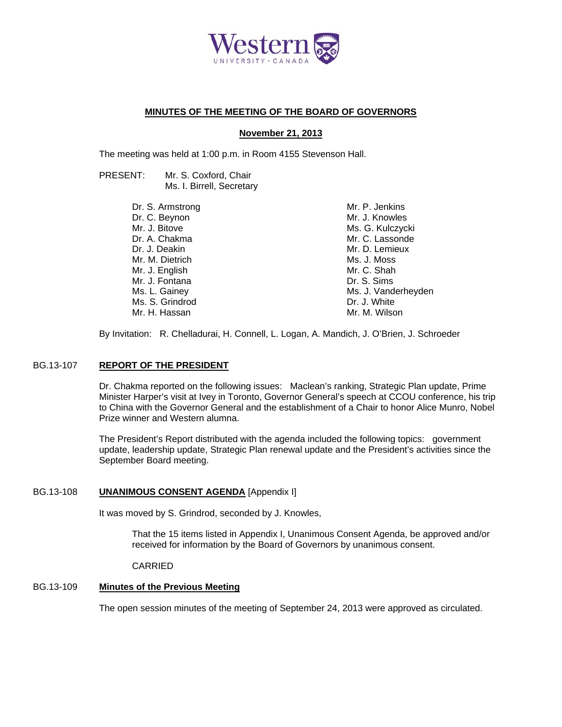Western UNIVERSITY · CANADA

# MINUTES OF THE MEETING OF THE BOARD OF GOVERNORS

## November 21, 2013

The meeting was held at 1:00 p.m. in Room 4155 Stevenson Hall.

PRESENT: Mr. S. Coxford, Chair
Ms. I. Birrell, Secretary

Dr. S. Armstrong
Dr. C. Beynon
Mr. J. Bitove
Dr. A. Chakma
Dr. J. Deakin
Mr. M. Dietrich
Mr. J. English
Mr. J. Fontana
Ms. L. Gainey
Ms. S. Grindrod
Mr. H. Hassan
Mr. P. Jenkins
Mr. J. Knowles
Ms. G. Kulczycki
Mr. C. Lassonde
Mr. D. Lemieux
Ms. J. Moss
Mr. C. Shah
Dr. S. Sims
Ms. J. Vanderheyden
Dr. J. White
Mr. M. Wilson

By Invitation: R. Chelladurai, H. Connell, L. Logan, A. Mandich, J. O'Brien, J. Schroeder

### BG.13-107 REPORT OF THE PRESIDENT

Dr. Chakma reported on the following issues: Maclean's ranking, Strategic Plan update, Prime Minister Harper's visit at Ivey in Toronto, Governor General's speech at CCOU conference, his trip to China with the Governor General and the establishment of a Chair to honor Alice Munro, Nobel Prize winner and Western alumna.

The President's Report distributed with the agenda included the following topics: government update, leadership update, Strategic Plan renewal update and the President's activities since the September Board meeting.

### BG.13-108 UNANIMOUS CONSENT AGENDA [Appendix I]

It was moved by S. Grindrod, seconded by J. Knowles,

> That the 15 items listed in Appendix I, Unanimous Consent Agenda, be approved and/or received for information by the Board of Governors by unanimous consent.
>
> CARRIED

### BG.13-109 Minutes of the Previous Meeting

The open session minutes of the meeting of September 24, 2013 were approved as circulated.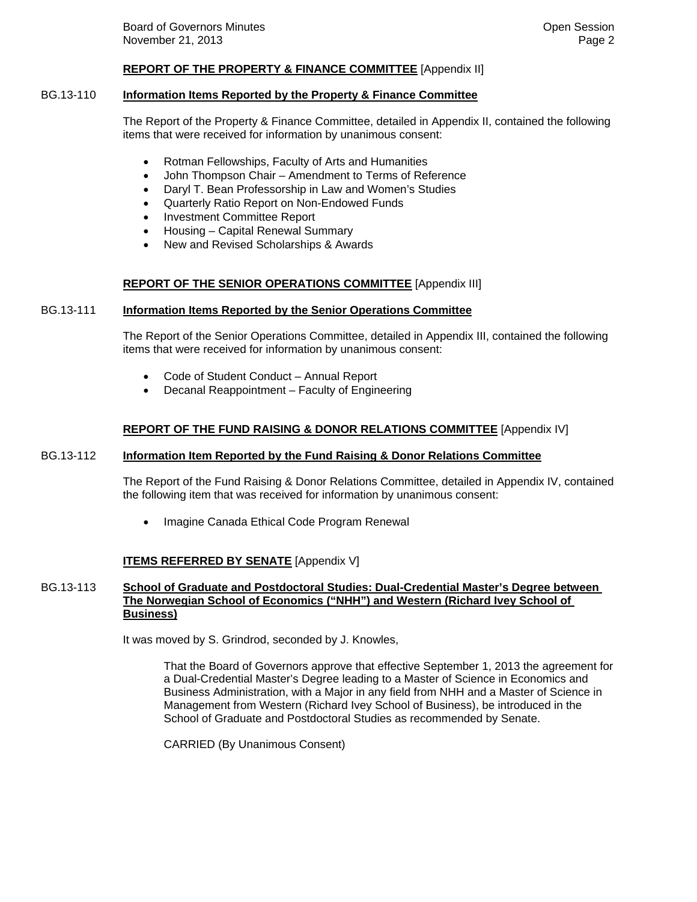**REPORT OF THE PROPERTY & FINANCE COMMITTEE** [Appendix II]

BG.13-110 **Information Items Reported by the Property & Finance Committee**

The Report of the Property & Finance Committee, detailed in Appendix II, contained the following items that were received for information by unanimous consent:

- Rotman Fellowships, Faculty of Arts and Humanities
- John Thompson Chair – Amendment to Terms of Reference
- Daryl T. Bean Professorship in Law and Women's Studies
- Quarterly Ratio Report on Non-Endowed Funds
- Investment Committee Report
- Housing – Capital Renewal Summary
- New and Revised Scholarships & Awards

**REPORT OF THE SENIOR OPERATIONS COMMITTEE** [Appendix III]

BG.13-111 **Information Items Reported by the Senior Operations Committee**

The Report of the Senior Operations Committee, detailed in Appendix III, contained the following items that were received for information by unanimous consent:

- Code of Student Conduct – Annual Report
- Decanal Reappointment – Faculty of Engineering

**REPORT OF THE FUND RAISING & DONOR RELATIONS COMMITTEE** [Appendix IV]

BG.13-112 **Information Item Reported by the Fund Raising & Donor Relations Committee**

The Report of the Fund Raising & Donor Relations Committee, detailed in Appendix IV, contained the following item that was received for information by unanimous consent:

- Imagine Canada Ethical Code Program Renewal

**ITEMS REFERRED BY SENATE** [Appendix V]

BG.13-113 **School of Graduate and Postdoctoral Studies: Dual-Credential Master's Degree between The Norwegian School of Economics ("NHH") and Western (Richard Ivey School of Business)**

It was moved by S. Grindrod, seconded by J. Knowles,

> That the Board of Governors approve that effective September 1, 2013 the agreement for a Dual-Credential Master's Degree leading to a Master of Science in Economics and Business Administration, with a Major in any field from NHH and a Master of Science in Management from Western (Richard Ivey School of Business), be introduced in the School of Graduate and Postdoctoral Studies as recommended by Senate.
>
> CARRIED (By Unanimous Consent)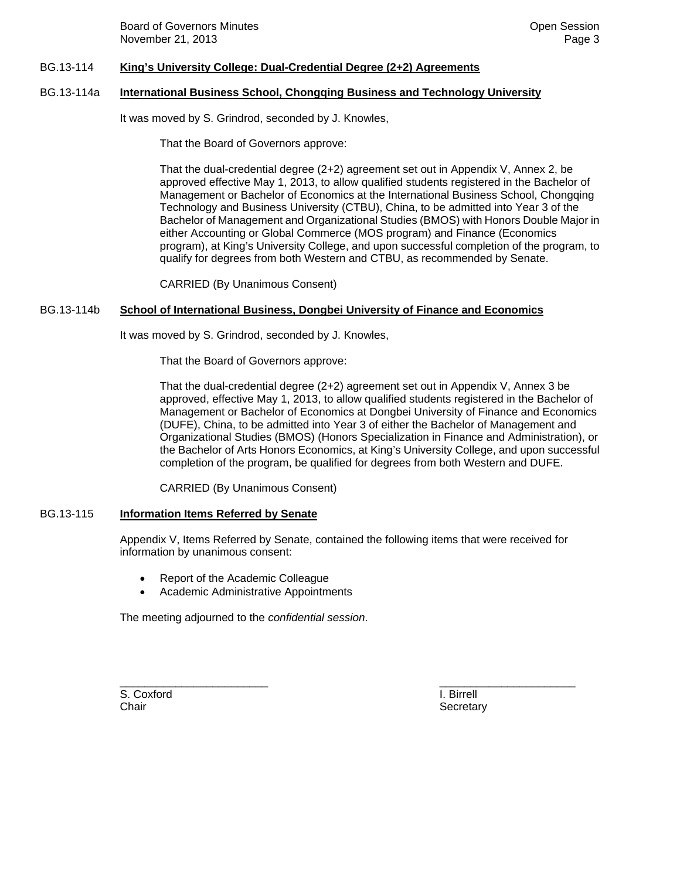**BG.13-114 King's University College: Dual-Credential Degree (2+2) Agreements**

**BG.13-114a International Business School, Chongqing Business and Technology University**

It was moved by S. Grindrod, seconded by J. Knowles,

> That the Board of Governors approve:
>
> That the dual-credential degree (2+2) agreement set out in Appendix V, Annex 2, be approved effective May 1, 2013, to allow qualified students registered in the Bachelor of Management or Bachelor of Economics at the International Business School, Chongqing Technology and Business University (CTBU), China, to be admitted into Year 3 of the Bachelor of Management and Organizational Studies (BMOS) with Honors Double Major in either Accounting or Global Commerce (MOS program) and Finance (Economics program), at King's University College, and upon successful completion of the program, to qualify for degrees from both Western and CTBU, as recommended by Senate.
>
> CARRIED (By Unanimous Consent)

**BG.13-114b School of International Business, Dongbei University of Finance and Economics**

It was moved by S. Grindrod, seconded by J. Knowles,

> That the Board of Governors approve:
>
> That the dual-credential degree (2+2) agreement set out in Appendix V, Annex 3 be approved, effective May 1, 2013, to allow qualified students registered in the Bachelor of Management or Bachelor of Economics at Dongbei University of Finance and Economics (DUFE), China, to be admitted into Year 3 of either the Bachelor of Management and Organizational Studies (BMOS) (Honors Specialization in Finance and Administration), or the Bachelor of Arts Honors Economics, at King's University College, and upon successful completion of the program, be qualified for degrees from both Western and DUFE.
>
> CARRIED (By Unanimous Consent)

**BG.13-115 Information Items Referred by Senate**

Appendix V, Items Referred by Senate, contained the following items that were received for information by unanimous consent:

- Report of the Academic Colleague
- Academic Administrative Appointments

The meeting adjourned to the *confidential session*.

\_\_\_\_\_\_\_\_\_\_\_\_\_\_\_\_\_\_\_\_\_\_\_\_
S. Coxford
Chair

\_\_\_\_\_\_\_\_\_\_\_\_\_\_\_\_\_\_\_\_\_\_\_\_
I. Birrell
Secretary